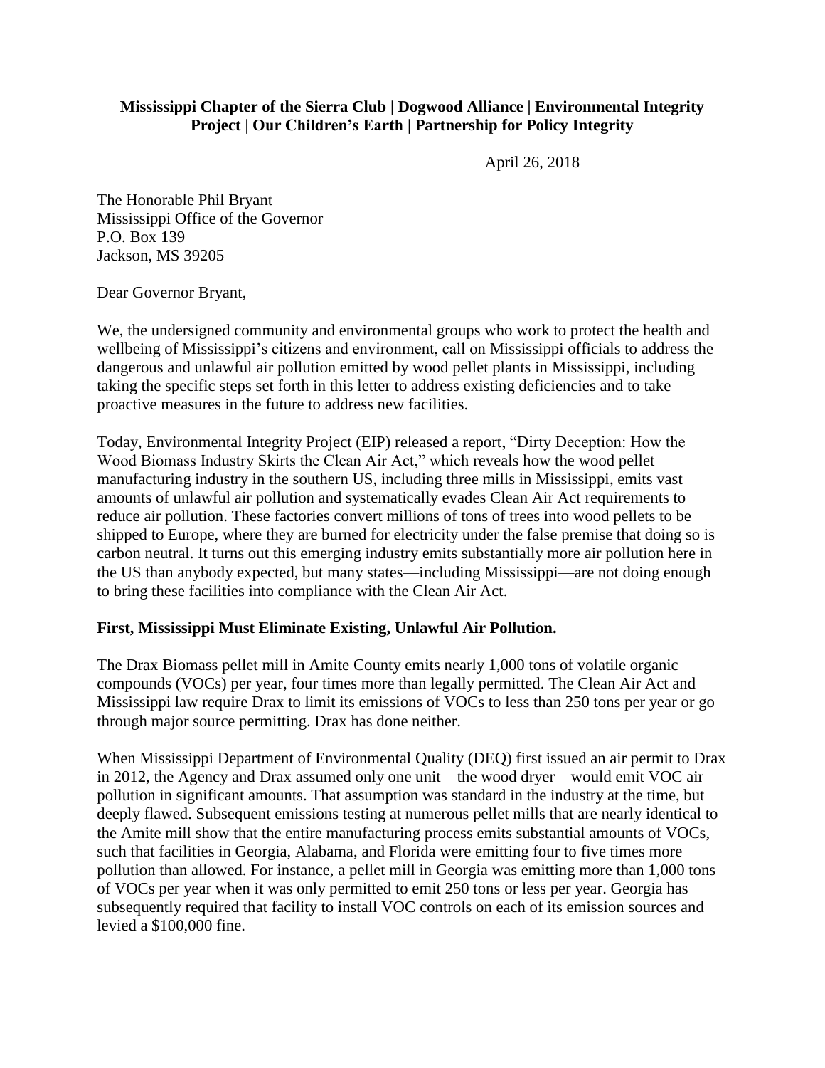**Mississippi Chapter of the Sierra Club | Dogwood Alliance | Environmental Integrity Project | Our Children's Earth | Partnership for Policy Integrity**

April 26, 2018

The Honorable Phil Bryant
Mississippi Office of the Governor
P.O. Box 139
Jackson, MS 39205

Dear Governor Bryant,

We, the undersigned community and environmental groups who work to protect the health and wellbeing of Mississippi's citizens and environment, call on Mississippi officials to address the dangerous and unlawful air pollution emitted by wood pellet plants in Mississippi, including taking the specific steps set forth in this letter to address existing deficiencies and to take proactive measures in the future to address new facilities.

Today, Environmental Integrity Project (EIP) released a report, "Dirty Deception: How the Wood Biomass Industry Skirts the Clean Air Act," which reveals how the wood pellet manufacturing industry in the southern US, including three mills in Mississippi, emits vast amounts of unlawful air pollution and systematically evades Clean Air Act requirements to reduce air pollution. These factories convert millions of tons of trees into wood pellets to be shipped to Europe, where they are burned for electricity under the false premise that doing so is carbon neutral. It turns out this emerging industry emits substantially more air pollution here in the US than anybody expected, but many states—including Mississippi—are not doing enough to bring these facilities into compliance with the Clean Air Act.

**First, Mississippi Must Eliminate Existing, Unlawful Air Pollution.**

The Drax Biomass pellet mill in Amite County emits nearly 1,000 tons of volatile organic compounds (VOCs) per year, four times more than legally permitted. The Clean Air Act and Mississippi law require Drax to limit its emissions of VOCs to less than 250 tons per year or go through major source permitting. Drax has done neither.

When Mississippi Department of Environmental Quality (DEQ) first issued an air permit to Drax in 2012, the Agency and Drax assumed only one unit—the wood dryer—would emit VOC air pollution in significant amounts. That assumption was standard in the industry at the time, but deeply flawed. Subsequent emissions testing at numerous pellet mills that are nearly identical to the Amite mill show that the entire manufacturing process emits substantial amounts of VOCs, such that facilities in Georgia, Alabama, and Florida were emitting four to five times more pollution than allowed. For instance, a pellet mill in Georgia was emitting more than 1,000 tons of VOCs per year when it was only permitted to emit 250 tons or less per year. Georgia has subsequently required that facility to install VOC controls on each of its emission sources and levied a $100,000 fine.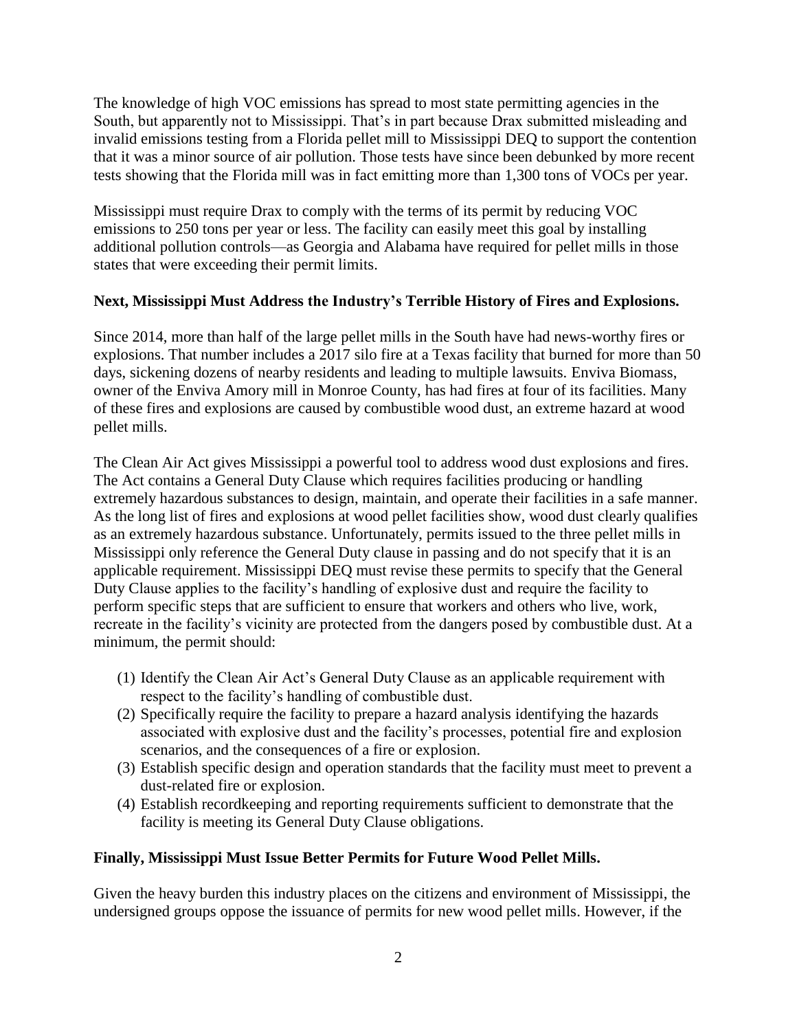The knowledge of high VOC emissions has spread to most state permitting agencies in the South, but apparently not to Mississippi. That's in part because Drax submitted misleading and invalid emissions testing from a Florida pellet mill to Mississippi DEQ to support the contention that it was a minor source of air pollution. Those tests have since been debunked by more recent tests showing that the Florida mill was in fact emitting more than 1,300 tons of VOCs per year.

Mississippi must require Drax to comply with the terms of its permit by reducing VOC emissions to 250 tons per year or less. The facility can easily meet this goal by installing additional pollution controls—as Georgia and Alabama have required for pellet mills in those states that were exceeding their permit limits.

**Next, Mississippi Must Address the Industry's Terrible History of Fires and Explosions.**

Since 2014, more than half of the large pellet mills in the South have had news-worthy fires or explosions. That number includes a 2017 silo fire at a Texas facility that burned for more than 50 days, sickening dozens of nearby residents and leading to multiple lawsuits. Enviva Biomass, owner of the Enviva Amory mill in Monroe County, has had fires at four of its facilities. Many of these fires and explosions are caused by combustible wood dust, an extreme hazard at wood pellet mills.

The Clean Air Act gives Mississippi a powerful tool to address wood dust explosions and fires. The Act contains a General Duty Clause which requires facilities producing or handling extremely hazardous substances to design, maintain, and operate their facilities in a safe manner. As the long list of fires and explosions at wood pellet facilities show, wood dust clearly qualifies as an extremely hazardous substance. Unfortunately, permits issued to the three pellet mills in Mississippi only reference the General Duty clause in passing and do not specify that it is an applicable requirement. Mississippi DEQ must revise these permits to specify that the General Duty Clause applies to the facility's handling of explosive dust and require the facility to perform specific steps that are sufficient to ensure that workers and others who live, work, recreate in the facility's vicinity are protected from the dangers posed by combustible dust. At a minimum, the permit should:

(1) Identify the Clean Air Act's General Duty Clause as an applicable requirement with respect to the facility's handling of combustible dust.
(2) Specifically require the facility to prepare a hazard analysis identifying the hazards associated with explosive dust and the facility's processes, potential fire and explosion scenarios, and the consequences of a fire or explosion.
(3) Establish specific design and operation standards that the facility must meet to prevent a dust-related fire or explosion.
(4) Establish recordkeeping and reporting requirements sufficient to demonstrate that the facility is meeting its General Duty Clause obligations.

**Finally, Mississippi Must Issue Better Permits for Future Wood Pellet Mills.**

Given the heavy burden this industry places on the citizens and environment of Mississippi, the undersigned groups oppose the issuance of permits for new wood pellet mills. However, if the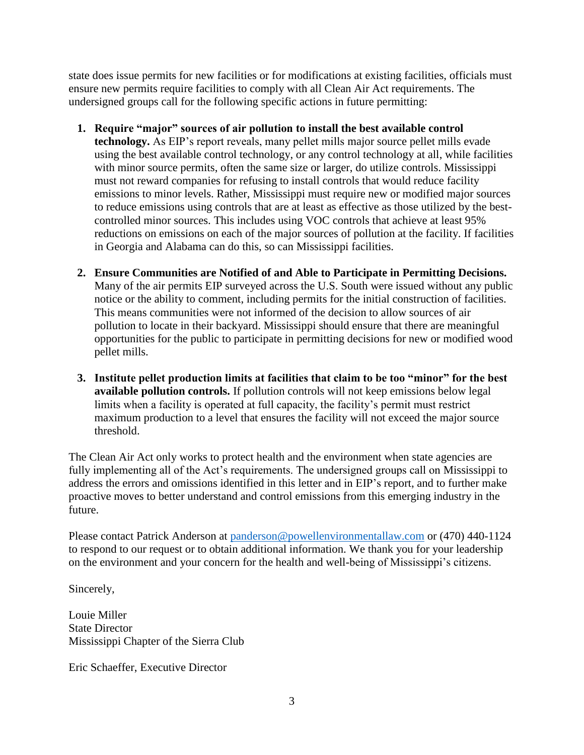state does issue permits for new facilities or for modifications at existing facilities, officials must ensure new permits require facilities to comply with all Clean Air Act requirements. The undersigned groups call for the following specific actions in future permitting:

1. **Require "major" sources of air pollution to install the best available control technology.** As EIP's report reveals, many pellet mills major source pellet mills evade using the best available control technology, or any control technology at all, while facilities with minor source permits, often the same size or larger, do utilize controls. Mississippi must not reward companies for refusing to install controls that would reduce facility emissions to minor levels. Rather, Mississippi must require new or modified major sources to reduce emissions using controls that are at least as effective as those utilized by the best-controlled minor sources. This includes using VOC controls that achieve at least 95% reductions on emissions on each of the major sources of pollution at the facility. If facilities in Georgia and Alabama can do this, so can Mississippi facilities.

2. **Ensure Communities are Notified of and Able to Participate in Permitting Decisions.** Many of the air permits EIP surveyed across the U.S. South were issued without any public notice or the ability to comment, including permits for the initial construction of facilities. This means communities were not informed of the decision to allow sources of air pollution to locate in their backyard. Mississippi should ensure that there are meaningful opportunities for the public to participate in permitting decisions for new or modified wood pellet mills.

3. **Institute pellet production limits at facilities that claim to be too "minor" for the best available pollution controls.** If pollution controls will not keep emissions below legal limits when a facility is operated at full capacity, the facility's permit must restrict maximum production to a level that ensures the facility will not exceed the major source threshold.

The Clean Air Act only works to protect health and the environment when state agencies are fully implementing all of the Act's requirements. The undersigned groups call on Mississippi to address the errors and omissions identified in this letter and in EIP's report, and to further make proactive moves to better understand and control emissions from this emerging industry in the future.

Please contact Patrick Anderson at panderson@powellenvironmentallaw.com or (470) 440-1124 to respond to our request or to obtain additional information. We thank you for your leadership on the environment and your concern for the health and well-being of Mississippi's citizens.

Sincerely,

Louie Miller
State Director
Mississippi Chapter of the Sierra Club

Eric Schaeffer, Executive Director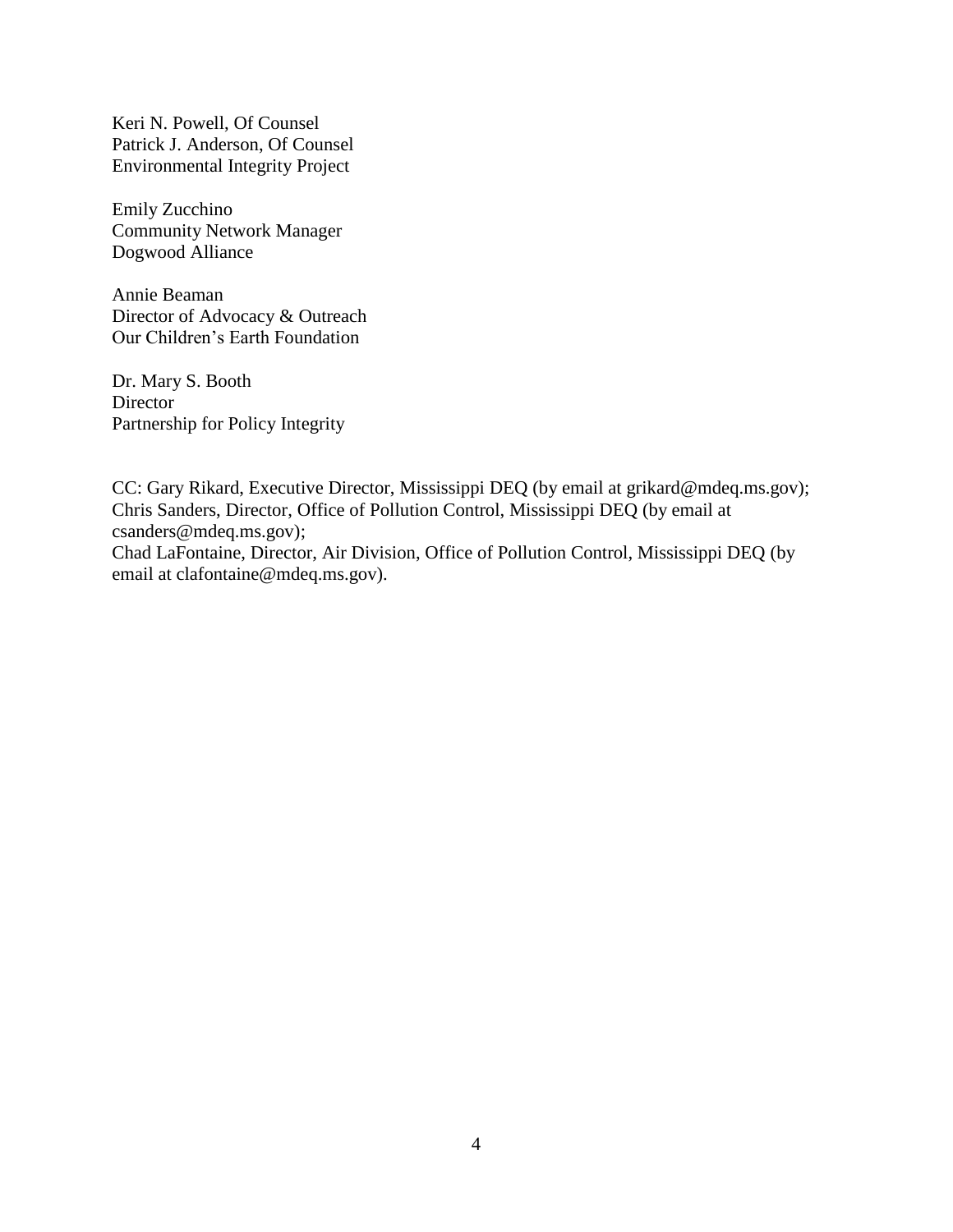Keri N. Powell, Of Counsel
Patrick J. Anderson, Of Counsel
Environmental Integrity Project

Emily Zucchino
Community Network Manager
Dogwood Alliance

Annie Beaman
Director of Advocacy & Outreach
Our Children's Earth Foundation

Dr. Mary S. Booth
Director
Partnership for Policy Integrity

CC: Gary Rikard, Executive Director, Mississippi DEQ (by email at grikard@mdeq.ms.gov);
Chris Sanders, Director, Office of Pollution Control, Mississippi DEQ (by email at csanders@mdeq.ms.gov);
Chad LaFontaine, Director, Air Division, Office of Pollution Control, Mississippi DEQ (by email at clafontaine@mdeq.ms.gov).